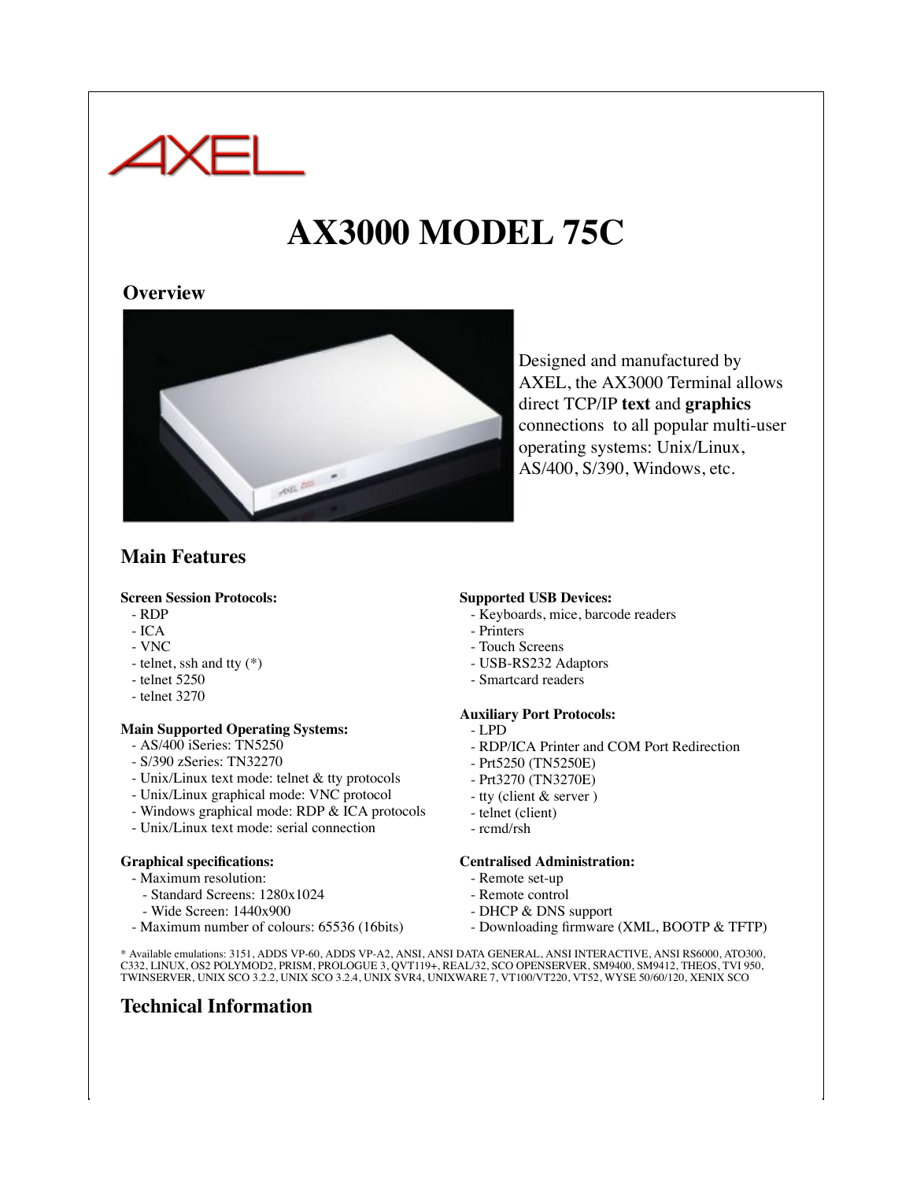# AX3000 MODEL 75C

## Overview

Designed and manufactured by AXEL, the AX3000 Terminal allows direct TCP/IP **text** and **graphics** connections to all popular multi-user operating systems: Unix/Linux, AS/400, S/390, Windows, etc.

## Main Features

**Screen Session Protocols:**
- RDP
- ICA
- VNC
- telnet, ssh and tty (*)
- telnet 5250
- telnet 3270

**Main Supported Operating Systems:**
- AS/400 iSeries: TN5250
- S/390 zSeries: TN32270
- Unix/Linux text mode: telnet & tty protocols
- Unix/Linux graphical mode: VNC protocol
- Windows graphical mode: RDP & ICA protocols
- Unix/Linux text mode: serial connection

**Graphical specifications:**
- Maximum resolution:
  - Standard Screens: 1280x1024
  - Wide Screen: 1440x900
- Maximum number of colours: 65536 (16bits)

**Supported USB Devices:**
- Keyboards, mice, barcode readers
- Printers
- Touch Screens
- USB-RS232 Adaptors
- Smartcard readers

**Auxiliary Port Protocols:**
- LPD
- RDP/ICA Printer and COM Port Redirection
- Prt5250 (TN5250E)
- Prt3270 (TN3270E)
- tty (client & server )
- telnet (client)
- rcmd/rsh

**Centralised Administration:**
- Remote set-up
- Remote control
- DHCP & DNS support
- Downloading firmware (XML, BOOTP & TFTP)

* Available emulations: 3151, ADDS VP-60, ADDS VP-A2, ANSI, ANSI DATA GENERAL, ANSI INTERACTIVE, ANSI RS6000, ATO300, C332, LINUX, OS2 POLYMOD2, PRISM, PROLOGUE 3, QVT119+, REAL/32, SCO OPENSERVER, SM9400, SM9412, THEOS, TVI 950, TWINSERVER, UNIX SCO 3.2.2, UNIX SCO 3.2.4, UNIX SVR4, UNIXWARE 7, VT100/VT220, VT52, WYSE 50/60/120, XENIX SCO

## Technical Information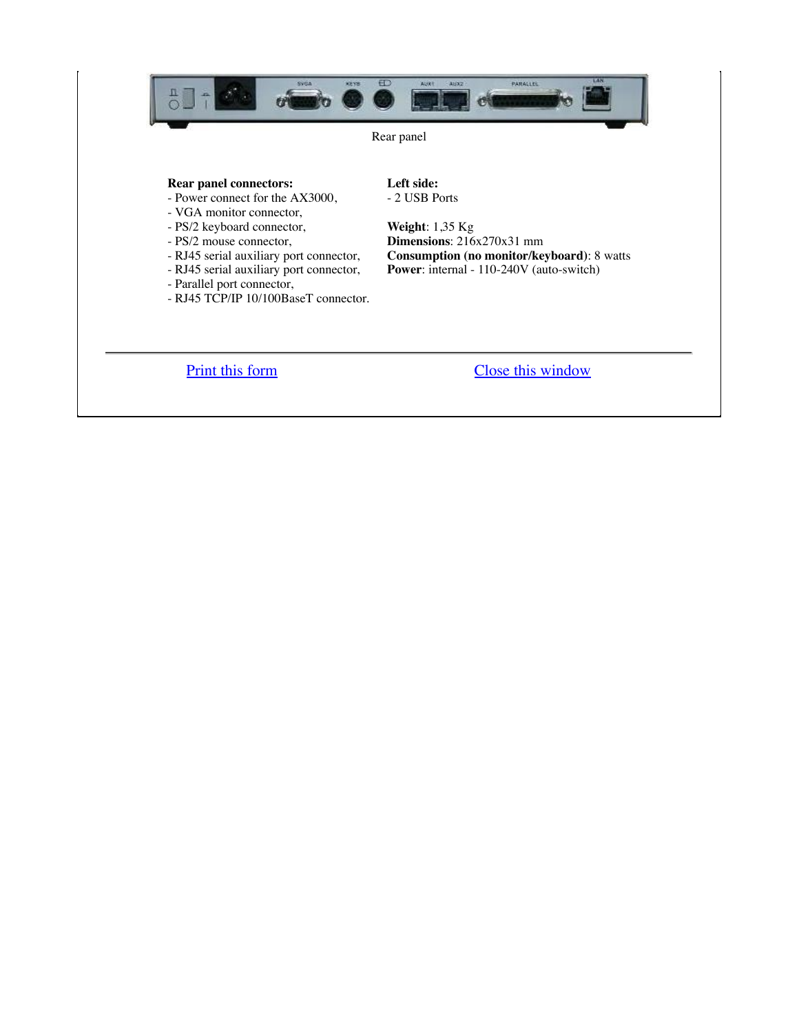Rear panel

**Rear panel connectors:**
- Power connect for the AX3000,
- VGA monitor connector,
- PS/2 keyboard connector,
- PS/2 mouse connector,
- RJ45 serial auxiliary port connector,
- RJ45 serial auxiliary port connector,
- Parallel port connector,
- RJ45 TCP/IP 10/100BaseT connector.

**Left side:**
- 2 USB Ports

**Weight**: 1,35 Kg
**Dimensions**: 216x270x31 mm
**Consumption (no monitor/keyboard)**: 8 watts
**Power**: internal - 110-240V (auto-switch)

---

Print this form    Close this window